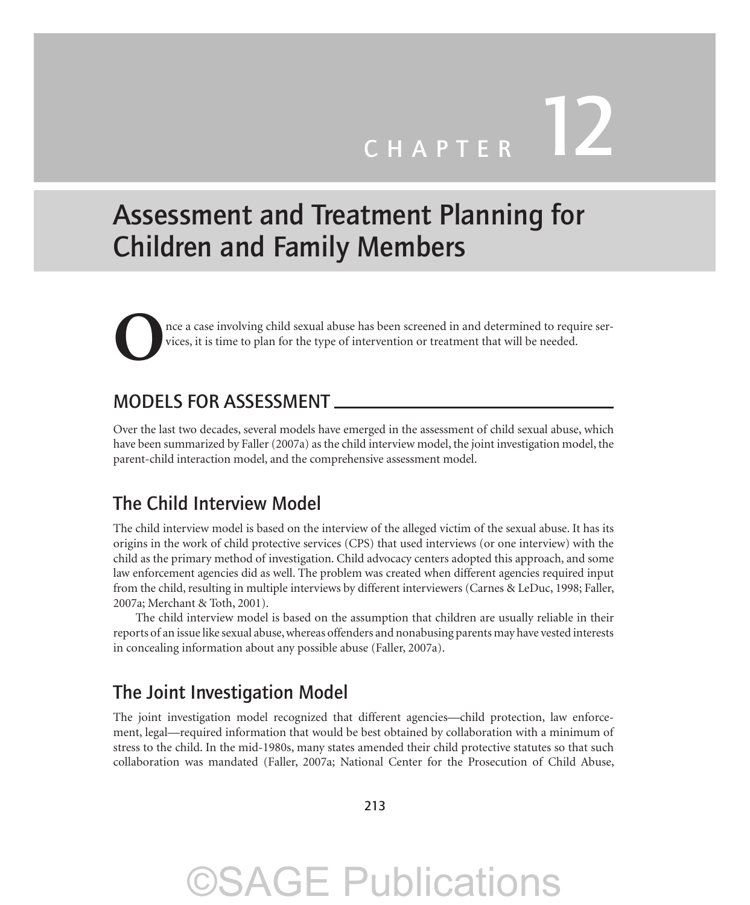# CHAPTER 12

# Assessment and Treatment Planning for Children and Family Members

Once a case involving child sexual abuse has been screened in and determined to require services, it is time to plan for the type of intervention or treatment that will be needed.

## MODELS FOR ASSESSMENT

Over the last two decades, several models have emerged in the assessment of child sexual abuse, which have been summarized by Faller (2007a) as the child interview model, the joint investigation model, the parent-child interaction model, and the comprehensive assessment model.

### The Child Interview Model

The child interview model is based on the interview of the alleged victim of the sexual abuse. It has its origins in the work of child protective services (CPS) that used interviews (or one interview) with the child as the primary method of investigation. Child advocacy centers adopted this approach, and some law enforcement agencies did as well. The problem was created when different agencies required input from the child, resulting in multiple interviews by different interviewers (Carnes & LeDuc, 1998; Faller, 2007a; Merchant & Toth, 2001).

The child interview model is based on the assumption that children are usually reliable in their reports of an issue like sexual abuse, whereas offenders and nonabusing parents may have vested interests in concealing information about any possible abuse (Faller, 2007a).

### The Joint Investigation Model

The joint investigation model recognized that different agencies—child protection, law enforcement, legal—required information that would be best obtained by collaboration with a minimum of stress to the child. In the mid-1980s, many states amended their child protective statutes so that such collaboration was mandated (Faller, 2007a; National Center for the Prosecution of Child Abuse,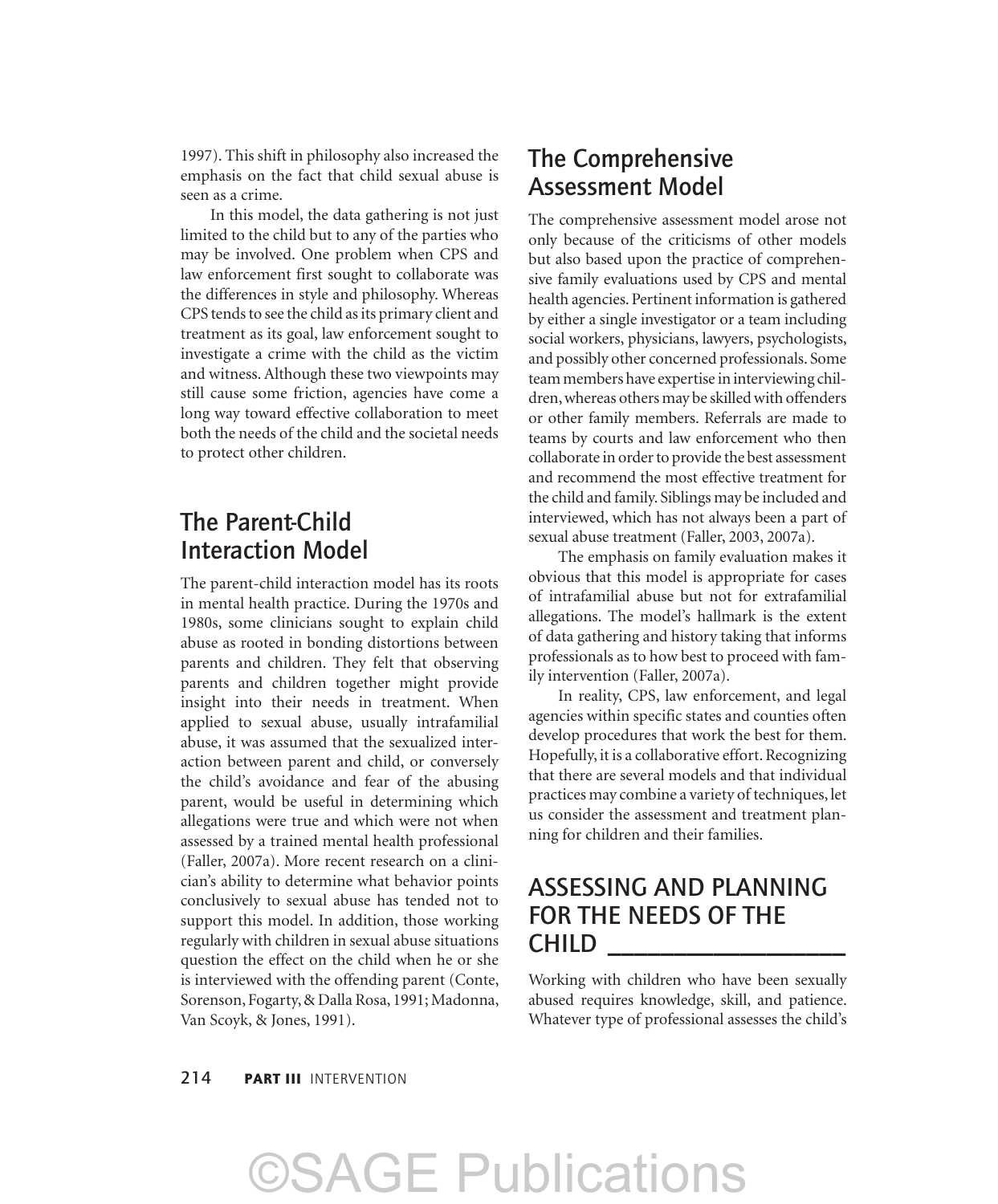1997). This shift in philosophy also increased the emphasis on the fact that child sexual abuse is seen as a crime.

In this model, the data gathering is not just limited to the child but to any of the parties who may be involved. One problem when CPS and law enforcement first sought to collaborate was the differences in style and philosophy. Whereas CPS tends to see the child as its primary client and treatment as its goal, law enforcement sought to investigate a crime with the child as the victim and witness. Although these two viewpoints may still cause some friction, agencies have come a long way toward effective collaboration to meet both the needs of the child and the societal needs to protect other children.

## The Parent-Child Interaction Model

The parent-child interaction model has its roots in mental health practice. During the 1970s and 1980s, some clinicians sought to explain child abuse as rooted in bonding distortions between parents and children. They felt that observing parents and children together might provide insight into their needs in treatment. When applied to sexual abuse, usually intrafamilial abuse, it was assumed that the sexualized interaction between parent and child, or conversely the child's avoidance and fear of the abusing parent, would be useful in determining which allegations were true and which were not when assessed by a trained mental health professional (Faller, 2007a). More recent research on a clinician's ability to determine what behavior points conclusively to sexual abuse has tended not to support this model. In addition, those working regularly with children in sexual abuse situations question the effect on the child when he or she is interviewed with the offending parent (Conte, Sorenson, Fogarty, & Dalla Rosa, 1991; Madonna, Van Scoyk, & Jones, 1991).

## The Comprehensive Assessment Model

The comprehensive assessment model arose not only because of the criticisms of other models but also based upon the practice of comprehensive family evaluations used by CPS and mental health agencies. Pertinent information is gathered by either a single investigator or a team including social workers, physicians, lawyers, psychologists, and possibly other concerned professionals. Some team members have expertise in interviewing children, whereas others may be skilled with offenders or other family members. Referrals are made to teams by courts and law enforcement who then collaborate in order to provide the best assessment and recommend the most effective treatment for the child and family. Siblings may be included and interviewed, which has not always been a part of sexual abuse treatment (Faller, 2003, 2007a).

The emphasis on family evaluation makes it obvious that this model is appropriate for cases of intrafamilial abuse but not for extrafamilial allegations. The model's hallmark is the extent of data gathering and history taking that informs professionals as to how best to proceed with family intervention (Faller, 2007a).

In reality, CPS, law enforcement, and legal agencies within specific states and counties often develop procedures that work the best for them. Hopefully, it is a collaborative effort. Recognizing that there are several models and that individual practices may combine a variety of techniques, let us consider the assessment and treatment planning for children and their families.

# ASSESSING AND PLANNING FOR THE NEEDS OF THE CHILD

Working with children who have been sexually abused requires knowledge, skill, and patience. Whatever type of professional assesses the child's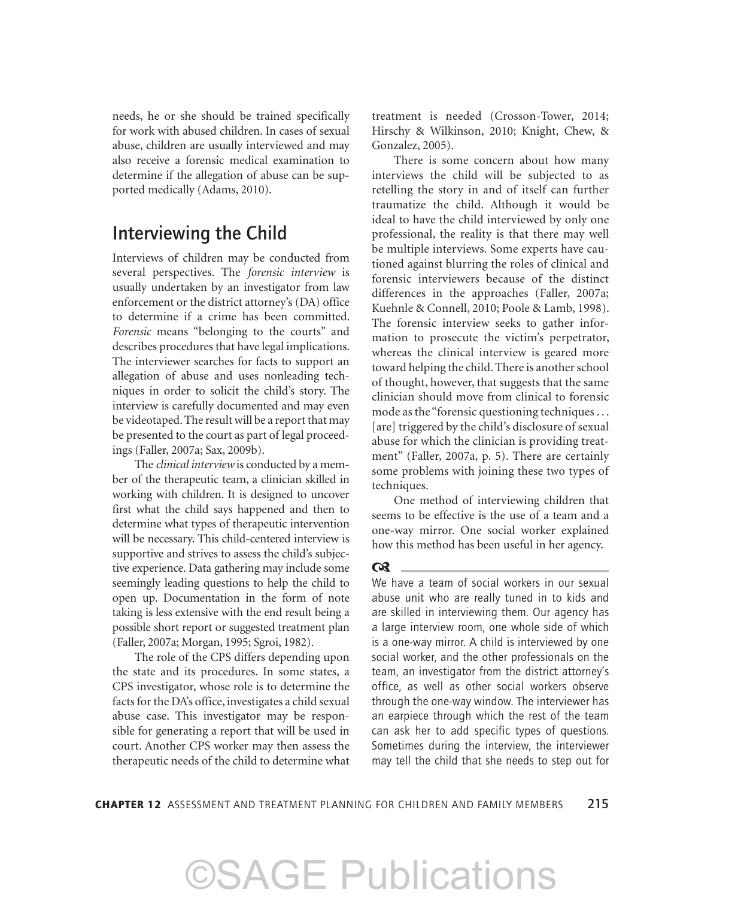needs, he or she should be trained specifically for work with abused children. In cases of sexual abuse, children are usually interviewed and may also receive a forensic medical examination to determine if the allegation of abuse can be supported medically (Adams, 2010).

## Interviewing the Child

Interviews of children may be conducted from several perspectives. The *forensic interview* is usually undertaken by an investigator from law enforcement or the district attorney's (DA) office to determine if a crime has been committed. *Forensic* means "belonging to the courts" and describes procedures that have legal implications. The interviewer searches for facts to support an allegation of abuse and uses nonleading techniques in order to solicit the child's story. The interview is carefully documented and may even be videotaped. The result will be a report that may be presented to the court as part of legal proceedings (Faller, 2007a; Sax, 2009b).

The *clinical interview* is conducted by a member of the therapeutic team, a clinician skilled in working with children. It is designed to uncover first what the child says happened and then to determine what types of therapeutic intervention will be necessary. This child-centered interview is supportive and strives to assess the child's subjective experience. Data gathering may include some seemingly leading questions to help the child to open up. Documentation in the form of note taking is less extensive with the end result being a possible short report or suggested treatment plan (Faller, 2007a; Morgan, 1995; Sgroi, 1982).

The role of the CPS differs depending upon the state and its procedures. In some states, a CPS investigator, whose role is to determine the facts for the DA's office, investigates a child sexual abuse case. This investigator may be responsible for generating a report that will be used in court. Another CPS worker may then assess the therapeutic needs of the child to determine what treatment is needed (Crosson-Tower, 2014; Hirschy & Wilkinson, 2010; Knight, Chew, & Gonzalez, 2005).

There is some concern about how many interviews the child will be subjected to as retelling the story in and of itself can further traumatize the child. Although it would be ideal to have the child interviewed by only one professional, the reality is that there may well be multiple interviews. Some experts have cautioned against blurring the roles of clinical and forensic interviewers because of the distinct differences in the approaches (Faller, 2007a; Kuehnle & Connell, 2010; Poole & Lamb, 1998). The forensic interview seeks to gather information to prosecute the victim's perpetrator, whereas the clinical interview is geared more toward helping the child. There is another school of thought, however, that suggests that the same clinician should move from clinical to forensic mode as the "forensic questioning techniques . . . [are] triggered by the child's disclosure of sexual abuse for which the clinician is providing treatment" (Faller, 2007a, p. 5). There are certainly some problems with joining these two types of techniques.

One method of interviewing children that seems to be effective is the use of a team and a one-way mirror. One social worker explained how this method has been useful in her agency.

We have a team of social workers in our sexual abuse unit who are really tuned in to kids and are skilled in interviewing them. Our agency has a large interview room, one whole side of which is a one-way mirror. A child is interviewed by one social worker, and the other professionals on the team, an investigator from the district attorney's office, as well as other social workers observe through the one-way window. The interviewer has an earpiece through which the rest of the team can ask her to add specific types of questions. Sometimes during the interview, the interviewer may tell the child that she needs to step out for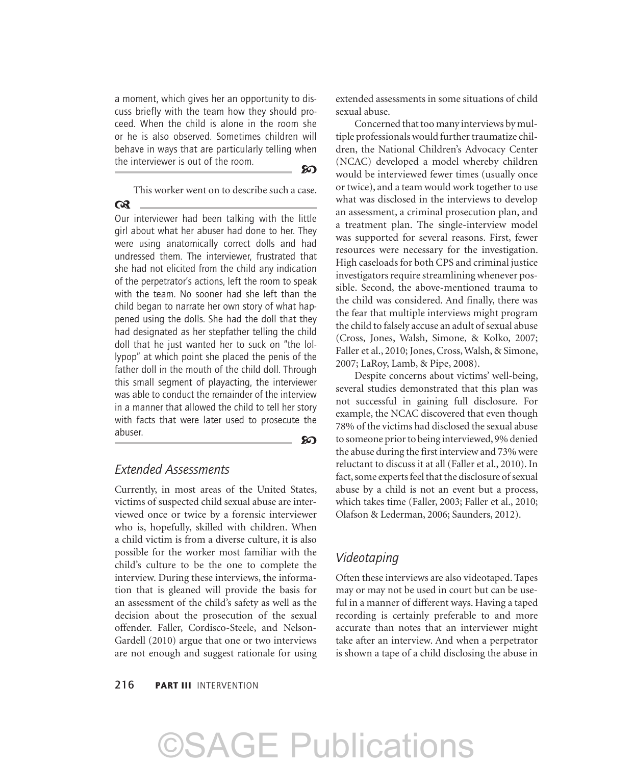a moment, which gives her an opportunity to discuss briefly with the team how they should proceed. When the child is alone in the room she or he is also observed. Sometimes children will behave in ways that are particularly telling when the interviewer is out of the room.

This worker went on to describe such a case.

Our interviewer had been talking with the little girl about what her abuser had done to her. They were using anatomically correct dolls and had undressed them. The interviewer, frustrated that she had not elicited from the child any indication of the perpetrator's actions, left the room to speak with the team. No sooner had she left than the child began to narrate her own story of what happened using the dolls. She had the doll that they had designated as her stepfather telling the child doll that he just wanted her to suck on "the lollypop" at which point she placed the penis of the father doll in the mouth of the child doll. Through this small segment of playacting, the interviewer was able to conduct the remainder of the interview in a manner that allowed the child to tell her story with facts that were later used to prosecute the abuser.

## *Extended Assessments*

Currently, in most areas of the United States, victims of suspected child sexual abuse are interviewed once or twice by a forensic interviewer who is, hopefully, skilled with children. When a child victim is from a diverse culture, it is also possible for the worker most familiar with the child's culture to be the one to complete the interview. During these interviews, the information that is gleaned will provide the basis for an assessment of the child's safety as well as the decision about the prosecution of the sexual offender. Faller, Cordisco-Steele, and Nelson-Gardell (2010) argue that one or two interviews are not enough and suggest rationale for using extended assessments in some situations of child sexual abuse.

Concerned that too many interviews by multiple professionals would further traumatize children, the National Children's Advocacy Center (NCAC) developed a model whereby children would be interviewed fewer times (usually once or twice), and a team would work together to use what was disclosed in the interviews to develop an assessment, a criminal prosecution plan, and a treatment plan. The single-interview model was supported for several reasons. First, fewer resources were necessary for the investigation. High caseloads for both CPS and criminal justice investigators require streamlining whenever possible. Second, the above-mentioned trauma to the child was considered. And finally, there was the fear that multiple interviews might program the child to falsely accuse an adult of sexual abuse (Cross, Jones, Walsh, Simone, & Kolko, 2007; Faller et al., 2010; Jones, Cross, Walsh, & Simone, 2007; LaRoy, Lamb, & Pipe, 2008).

Despite concerns about victims' well-being, several studies demonstrated that this plan was not successful in gaining full disclosure. For example, the NCAC discovered that even though 78% of the victims had disclosed the sexual abuse to someone prior to being interviewed, 9% denied the abuse during the first interview and 73% were reluctant to discuss it at all (Faller et al., 2010). In fact, some experts feel that the disclosure of sexual abuse by a child is not an event but a process, which takes time (Faller, 2003; Faller et al., 2010; Olafson & Lederman, 2006; Saunders, 2012).

## *Videotaping*

Often these interviews are also videotaped. Tapes may or may not be used in court but can be useful in a manner of different ways. Having a taped recording is certainly preferable to and more accurate than notes that an interviewer might take after an interview. And when a perpetrator is shown a tape of a child disclosing the abuse in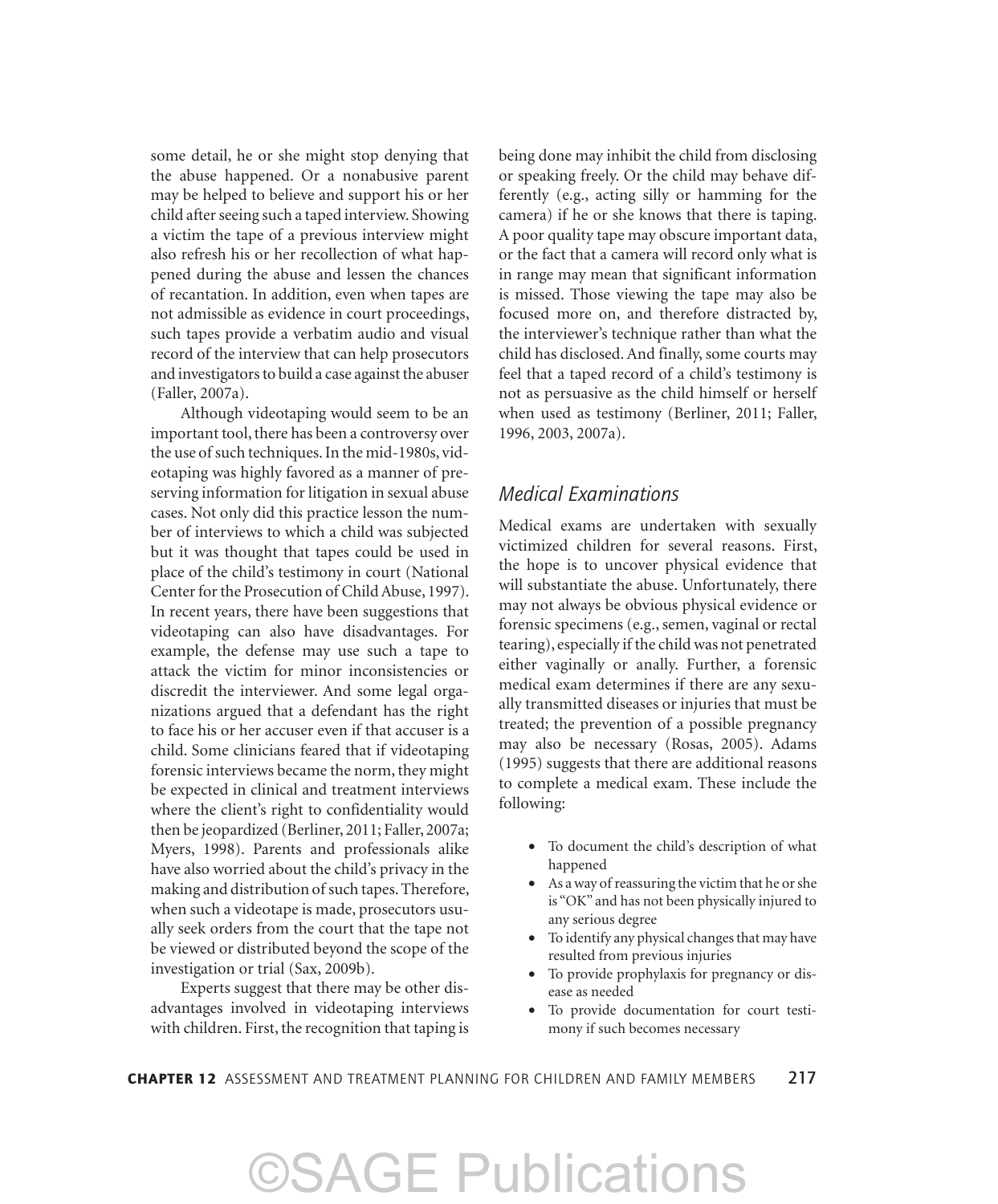some detail, he or she might stop denying that the abuse happened. Or a nonabusive parent may be helped to believe and support his or her child after seeing such a taped interview. Showing a victim the tape of a previous interview might also refresh his or her recollection of what happened during the abuse and lessen the chances of recantation. In addition, even when tapes are not admissible as evidence in court proceedings, such tapes provide a verbatim audio and visual record of the interview that can help prosecutors and investigators to build a case against the abuser (Faller, 2007a).

Although videotaping would seem to be an important tool, there has been a controversy over the use of such techniques. In the mid-1980s, videotaping was highly favored as a manner of preserving information for litigation in sexual abuse cases. Not only did this practice lesson the number of interviews to which a child was subjected but it was thought that tapes could be used in place of the child's testimony in court (National Center for the Prosecution of Child Abuse, 1997). In recent years, there have been suggestions that videotaping can also have disadvantages. For example, the defense may use such a tape to attack the victim for minor inconsistencies or discredit the interviewer. And some legal organizations argued that a defendant has the right to face his or her accuser even if that accuser is a child. Some clinicians feared that if videotaping forensic interviews became the norm, they might be expected in clinical and treatment interviews where the client's right to confidentiality would then be jeopardized (Berliner, 2011; Faller, 2007a; Myers, 1998). Parents and professionals alike have also worried about the child's privacy in the making and distribution of such tapes. Therefore, when such a videotape is made, prosecutors usually seek orders from the court that the tape not be viewed or distributed beyond the scope of the investigation or trial (Sax, 2009b).

Experts suggest that there may be other disadvantages involved in videotaping interviews with children. First, the recognition that taping is being done may inhibit the child from disclosing or speaking freely. Or the child may behave differently (e.g., acting silly or hamming for the camera) if he or she knows that there is taping. A poor quality tape may obscure important data, or the fact that a camera will record only what is in range may mean that significant information is missed. Those viewing the tape may also be focused more on, and therefore distracted by, the interviewer's technique rather than what the child has disclosed. And finally, some courts may feel that a taped record of a child's testimony is not as persuasive as the child himself or herself when used as testimony (Berliner, 2011; Faller, 1996, 2003, 2007a).

## *Medical Examinations*

Medical exams are undertaken with sexually victimized children for several reasons. First, the hope is to uncover physical evidence that will substantiate the abuse. Unfortunately, there may not always be obvious physical evidence or forensic specimens (e.g., semen, vaginal or rectal tearing), especially if the child was not penetrated either vaginally or anally. Further, a forensic medical exam determines if there are any sexually transmitted diseases or injuries that must be treated; the prevention of a possible pregnancy may also be necessary (Rosas, 2005). Adams (1995) suggests that there are additional reasons to complete a medical exam. These include the following:

- To document the child's description of what happened
- As a way of reassuring the victim that he or she is "OK" and has not been physically injured to any serious degree
- To identify any physical changes that may have resulted from previous injuries
- To provide prophylaxis for pregnancy or disease as needed
- To provide documentation for court testimony if such becomes necessary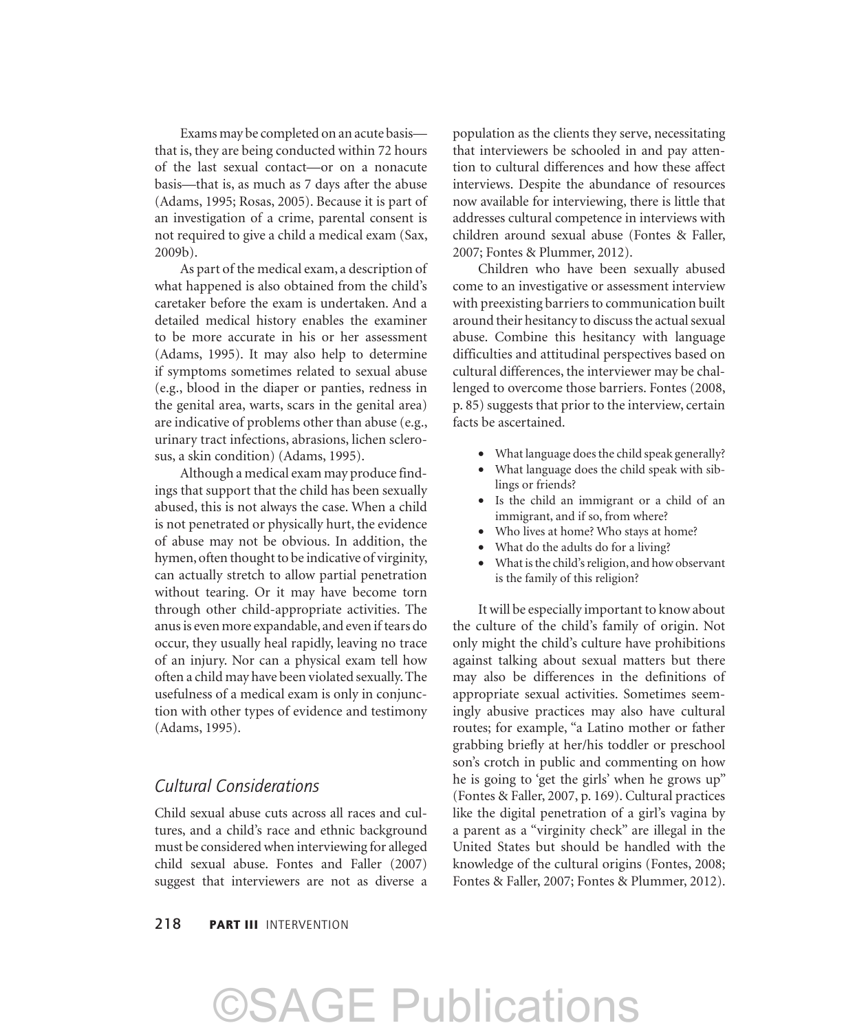Exams may be completed on an acute basis—that is, they are being conducted within 72 hours of the last sexual contact—or on a nonacute basis—that is, as much as 7 days after the abuse (Adams, 1995; Rosas, 2005). Because it is part of an investigation of a crime, parental consent is not required to give a child a medical exam (Sax, 2009b).

As part of the medical exam, a description of what happened is also obtained from the child's caretaker before the exam is undertaken. And a detailed medical history enables the examiner to be more accurate in his or her assessment (Adams, 1995). It may also help to determine if symptoms sometimes related to sexual abuse (e.g., blood in the diaper or panties, redness in the genital area, warts, scars in the genital area) are indicative of problems other than abuse (e.g., urinary tract infections, abrasions, lichen sclerosus, a skin condition) (Adams, 1995).

Although a medical exam may produce findings that support that the child has been sexually abused, this is not always the case. When a child is not penetrated or physically hurt, the evidence of abuse may not be obvious. In addition, the hymen, often thought to be indicative of virginity, can actually stretch to allow partial penetration without tearing. Or it may have become torn through other child-appropriate activities. The anus is even more expandable, and even if tears do occur, they usually heal rapidly, leaving no trace of an injury. Nor can a physical exam tell how often a child may have been violated sexually. The usefulness of a medical exam is only in conjunction with other types of evidence and testimony (Adams, 1995).

## *Cultural Considerations*

Child sexual abuse cuts across all races and cultures, and a child's race and ethnic background must be considered when interviewing for alleged child sexual abuse. Fontes and Faller (2007) suggest that interviewers are not as diverse a population as the clients they serve, necessitating that interviewers be schooled in and pay attention to cultural differences and how these affect interviews. Despite the abundance of resources now available for interviewing, there is little that addresses cultural competence in interviews with children around sexual abuse (Fontes & Faller, 2007; Fontes & Plummer, 2012).

Children who have been sexually abused come to an investigative or assessment interview with preexisting barriers to communication built around their hesitancy to discuss the actual sexual abuse. Combine this hesitancy with language difficulties and attitudinal perspectives based on cultural differences, the interviewer may be challenged to overcome those barriers. Fontes (2008, p. 85) suggests that prior to the interview, certain facts be ascertained.

- What language does the child speak generally?
- What language does the child speak with siblings or friends?
- Is the child an immigrant or a child of an immigrant, and if so, from where?
- Who lives at home? Who stays at home?
- What do the adults do for a living?
- What is the child's religion, and how observant is the family of this religion?

It will be especially important to know about the culture of the child's family of origin. Not only might the child's culture have prohibitions against talking about sexual matters but there may also be differences in the definitions of appropriate sexual activities. Sometimes seemingly abusive practices may also have cultural routes; for example, "a Latino mother or father grabbing briefly at her/his toddler or preschool son's crotch in public and commenting on how he is going to 'get the girls' when he grows up" (Fontes & Faller, 2007, p. 169). Cultural practices like the digital penetration of a girl's vagina by a parent as a "virginity check" are illegal in the United States but should be handled with the knowledge of the cultural origins (Fontes, 2008; Fontes & Faller, 2007; Fontes & Plummer, 2012).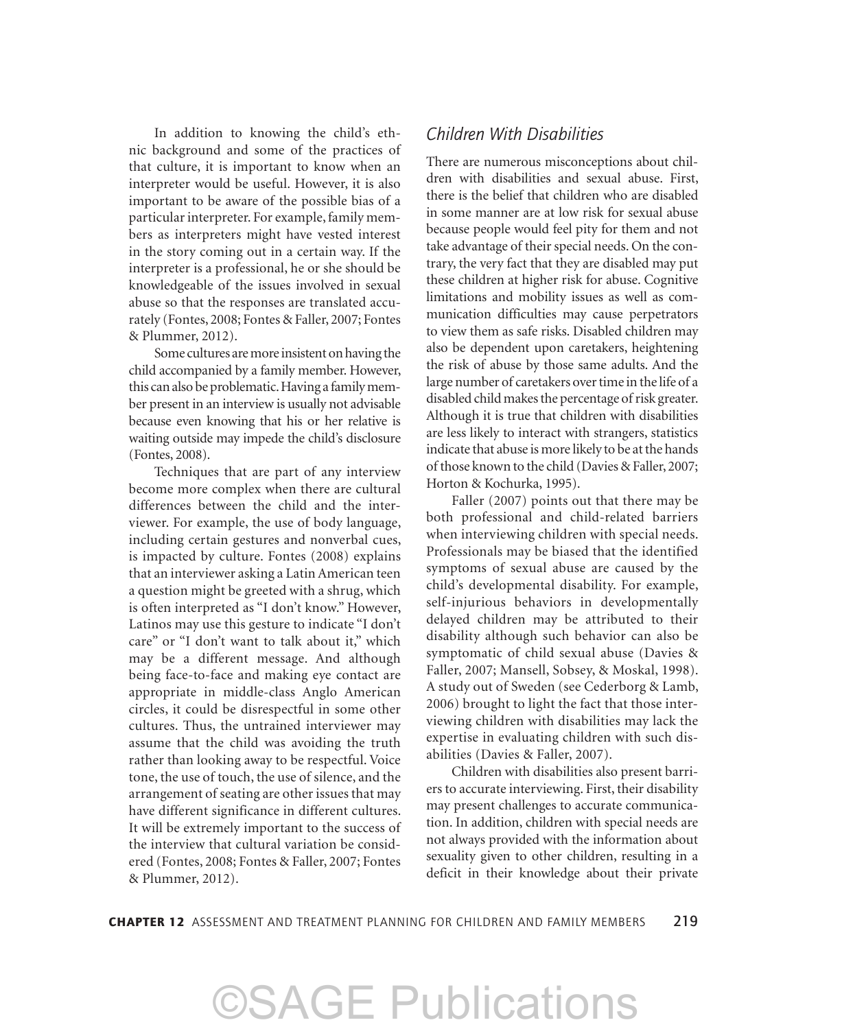In addition to knowing the child's ethnic background and some of the practices of that culture, it is important to know when an interpreter would be useful. However, it is also important to be aware of the possible bias of a particular interpreter. For example, family members as interpreters might have vested interest in the story coming out in a certain way. If the interpreter is a professional, he or she should be knowledgeable of the issues involved in sexual abuse so that the responses are translated accurately (Fontes, 2008; Fontes & Faller, 2007; Fontes & Plummer, 2012).

Some cultures are more insistent on having the child accompanied by a family member. However, this can also be problematic. Having a family member present in an interview is usually not advisable because even knowing that his or her relative is waiting outside may impede the child's disclosure (Fontes, 2008).

Techniques that are part of any interview become more complex when there are cultural differences between the child and the interviewer. For example, the use of body language, including certain gestures and nonverbal cues, is impacted by culture. Fontes (2008) explains that an interviewer asking a Latin American teen a question might be greeted with a shrug, which is often interpreted as "I don't know." However, Latinos may use this gesture to indicate "I don't care" or "I don't want to talk about it," which may be a different message. And although being face-to-face and making eye contact are appropriate in middle-class Anglo American circles, it could be disrespectful in some other cultures. Thus, the untrained interviewer may assume that the child was avoiding the truth rather than looking away to be respectful. Voice tone, the use of touch, the use of silence, and the arrangement of seating are other issues that may have different significance in different cultures. It will be extremely important to the success of the interview that cultural variation be considered (Fontes, 2008; Fontes & Faller, 2007; Fontes & Plummer, 2012).

## *Children With Disabilities*

There are numerous misconceptions about children with disabilities and sexual abuse. First, there is the belief that children who are disabled in some manner are at low risk for sexual abuse because people would feel pity for them and not take advantage of their special needs. On the contrary, the very fact that they are disabled may put these children at higher risk for abuse. Cognitive limitations and mobility issues as well as communication difficulties may cause perpetrators to view them as safe risks. Disabled children may also be dependent upon caretakers, heightening the risk of abuse by those same adults. And the large number of caretakers over time in the life of a disabled child makes the percentage of risk greater. Although it is true that children with disabilities are less likely to interact with strangers, statistics indicate that abuse is more likely to be at the hands of those known to the child (Davies & Faller, 2007; Horton & Kochurka, 1995).

Faller (2007) points out that there may be both professional and child-related barriers when interviewing children with special needs. Professionals may be biased that the identified symptoms of sexual abuse are caused by the child's developmental disability. For example, self-injurious behaviors in developmentally delayed children may be attributed to their disability although such behavior can also be symptomatic of child sexual abuse (Davies & Faller, 2007; Mansell, Sobsey, & Moskal, 1998). A study out of Sweden (see Cederborg & Lamb, 2006) brought to light the fact that those interviewing children with disabilities may lack the expertise in evaluating children with such disabilities (Davies & Faller, 2007).

Children with disabilities also present barriers to accurate interviewing. First, their disability may present challenges to accurate communication. In addition, children with special needs are not always provided with the information about sexuality given to other children, resulting in a deficit in their knowledge about their private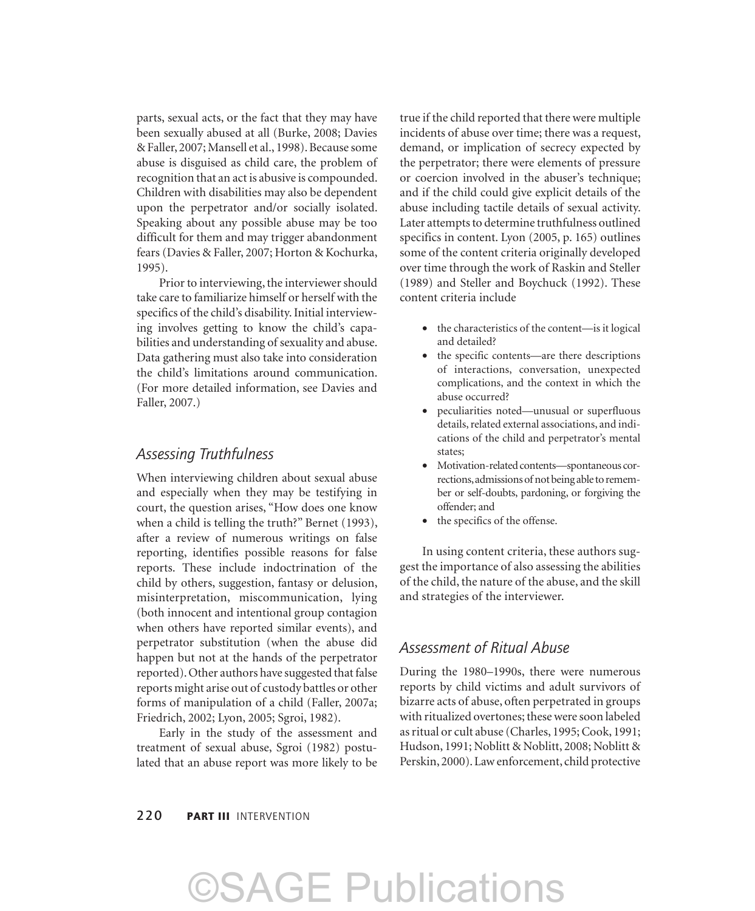parts, sexual acts, or the fact that they may have been sexually abused at all (Burke, 2008; Davies & Faller, 2007; Mansell et al., 1998). Because some abuse is disguised as child care, the problem of recognition that an act is abusive is compounded. Children with disabilities may also be dependent upon the perpetrator and/or socially isolated. Speaking about any possible abuse may be too difficult for them and may trigger abandonment fears (Davies & Faller, 2007; Horton & Kochurka, 1995).

Prior to interviewing, the interviewer should take care to familiarize himself or herself with the specifics of the child's disability. Initial interviewing involves getting to know the child's capabilities and understanding of sexuality and abuse. Data gathering must also take into consideration the child's limitations around communication. (For more detailed information, see Davies and Faller, 2007.)

## *Assessing Truthfulness*

When interviewing children about sexual abuse and especially when they may be testifying in court, the question arises, "How does one know when a child is telling the truth?" Bernet (1993), after a review of numerous writings on false reporting, identifies possible reasons for false reports. These include indoctrination of the child by others, suggestion, fantasy or delusion, misinterpretation, miscommunication, lying (both innocent and intentional group contagion when others have reported similar events), and perpetrator substitution (when the abuse did happen but not at the hands of the perpetrator reported). Other authors have suggested that false reports might arise out of custody battles or other forms of manipulation of a child (Faller, 2007a; Friedrich, 2002; Lyon, 2005; Sgroi, 1982).

Early in the study of the assessment and treatment of sexual abuse, Sgroi (1982) postulated that an abuse report was more likely to be true if the child reported that there were multiple incidents of abuse over time; there was a request, demand, or implication of secrecy expected by the perpetrator; there were elements of pressure or coercion involved in the abuser's technique; and if the child could give explicit details of the abuse including tactile details of sexual activity. Later attempts to determine truthfulness outlined specifics in content. Lyon (2005, p. 165) outlines some of the content criteria originally developed over time through the work of Raskin and Steller (1989) and Steller and Boychuck (1992). These content criteria include

- the characteristics of the content—is it logical and detailed?
- the specific contents—are there descriptions of interactions, conversation, unexpected complications, and the context in which the abuse occurred?
- peculiarities noted—unusual or superfluous details, related external associations, and indications of the child and perpetrator's mental states;
- Motivation-related contents—spontaneous corrections, admissions of not being able to remember or self-doubts, pardoning, or forgiving the offender; and
- the specifics of the offense.

In using content criteria, these authors suggest the importance of also assessing the abilities of the child, the nature of the abuse, and the skill and strategies of the interviewer.

## *Assessment of Ritual Abuse*

During the 1980–1990s, there were numerous reports by child victims and adult survivors of bizarre acts of abuse, often perpetrated in groups with ritualized overtones; these were soon labeled as ritual or cult abuse (Charles, 1995; Cook, 1991; Hudson, 1991; Noblitt & Noblitt, 2008; Noblitt & Perskin, 2000). Law enforcement, child protective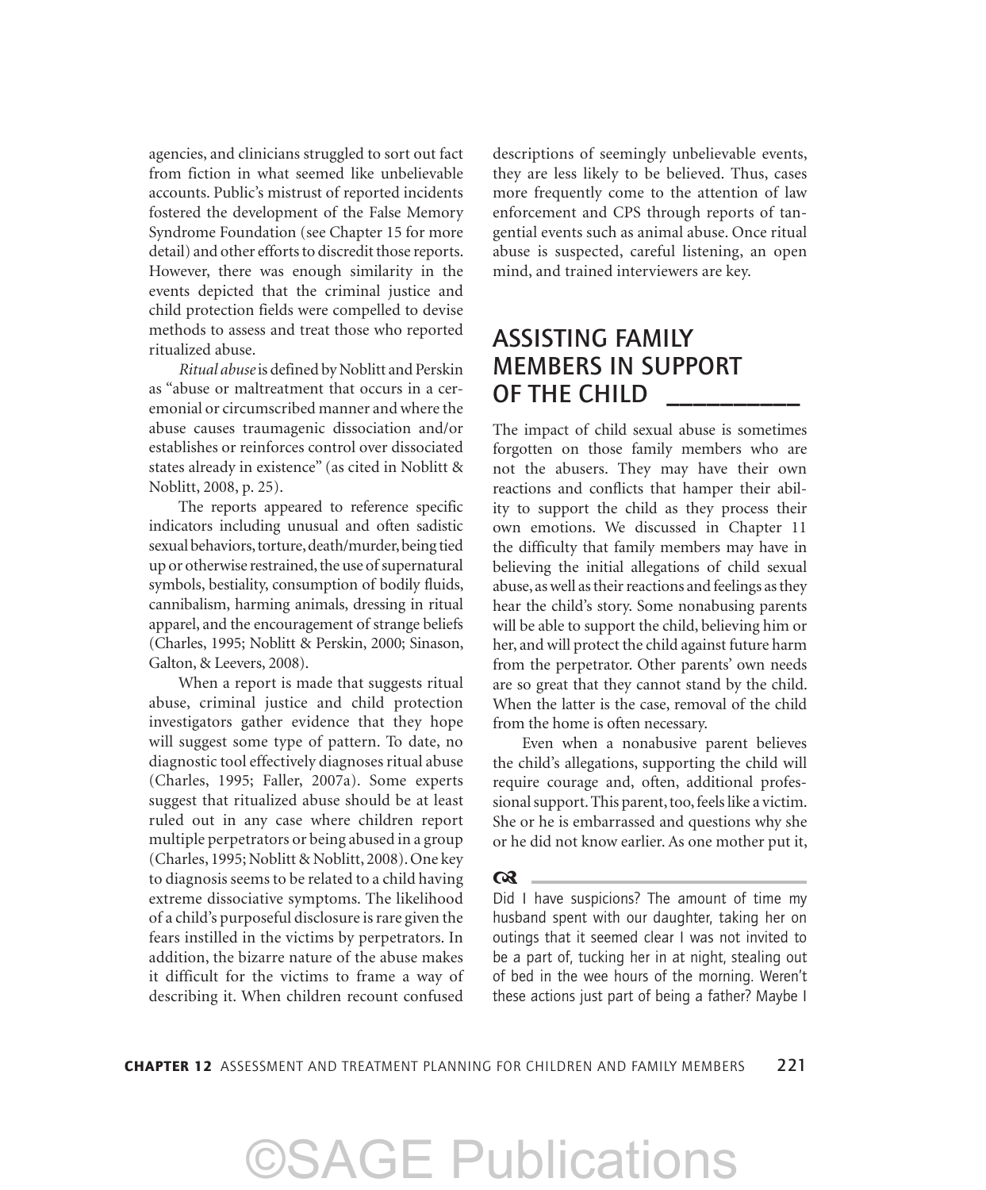agencies, and clinicians struggled to sort out fact from fiction in what seemed like unbelievable accounts. Public's mistrust of reported incidents fostered the development of the False Memory Syndrome Foundation (see Chapter 15 for more detail) and other efforts to discredit those reports. However, there was enough similarity in the events depicted that the criminal justice and child protection fields were compelled to devise methods to assess and treat those who reported ritualized abuse.

*Ritual abuse* is defined by Noblitt and Perskin as "abuse or maltreatment that occurs in a ceremonial or circumscribed manner and where the abuse causes traumagenic dissociation and/or establishes or reinforces control over dissociated states already in existence" (as cited in Noblitt & Noblitt, 2008, p. 25).

The reports appeared to reference specific indicators including unusual and often sadistic sexual behaviors, torture, death/murder, being tied up or otherwise restrained, the use of supernatural symbols, bestiality, consumption of bodily fluids, cannibalism, harming animals, dressing in ritual apparel, and the encouragement of strange beliefs (Charles, 1995; Noblitt & Perskin, 2000; Sinason, Galton, & Leevers, 2008).

When a report is made that suggests ritual abuse, criminal justice and child protection investigators gather evidence that they hope will suggest some type of pattern. To date, no diagnostic tool effectively diagnoses ritual abuse (Charles, 1995; Faller, 2007a). Some experts suggest that ritualized abuse should be at least ruled out in any case where children report multiple perpetrators or being abused in a group (Charles, 1995; Noblitt & Noblitt, 2008). One key to diagnosis seems to be related to a child having extreme dissociative symptoms. The likelihood of a child's purposeful disclosure is rare given the fears instilled in the victims by perpetrators. In addition, the bizarre nature of the abuse makes it difficult for the victims to frame a way of describing it. When children recount confused descriptions of seemingly unbelievable events, they are less likely to be believed. Thus, cases more frequently come to the attention of law enforcement and CPS through reports of tangential events such as animal abuse. Once ritual abuse is suspected, careful listening, an open mind, and trained interviewers are key.

## ASSISTING FAMILY MEMBERS IN SUPPORT OF THE CHILD

The impact of child sexual abuse is sometimes forgotten on those family members who are not the abusers. They may have their own reactions and conflicts that hamper their ability to support the child as they process their own emotions. We discussed in Chapter 11 the difficulty that family members may have in believing the initial allegations of child sexual abuse, as well as their reactions and feelings as they hear the child's story. Some nonabusing parents will be able to support the child, believing him or her, and will protect the child against future harm from the perpetrator. Other parents' own needs are so great that they cannot stand by the child. When the latter is the case, removal of the child from the home is often necessary.

Even when a nonabusive parent believes the child's allegations, supporting the child will require courage and, often, additional professional support. This parent, too, feels like a victim. She or he is embarrassed and questions why she or he did not know earlier. As one mother put it,

> Did I have suspicions? The amount of time my husband spent with our daughter, taking her on outings that it seemed clear I was not invited to be a part of, tucking her in at night, stealing out of bed in the wee hours of the morning. Weren't these actions just part of being a father? Maybe I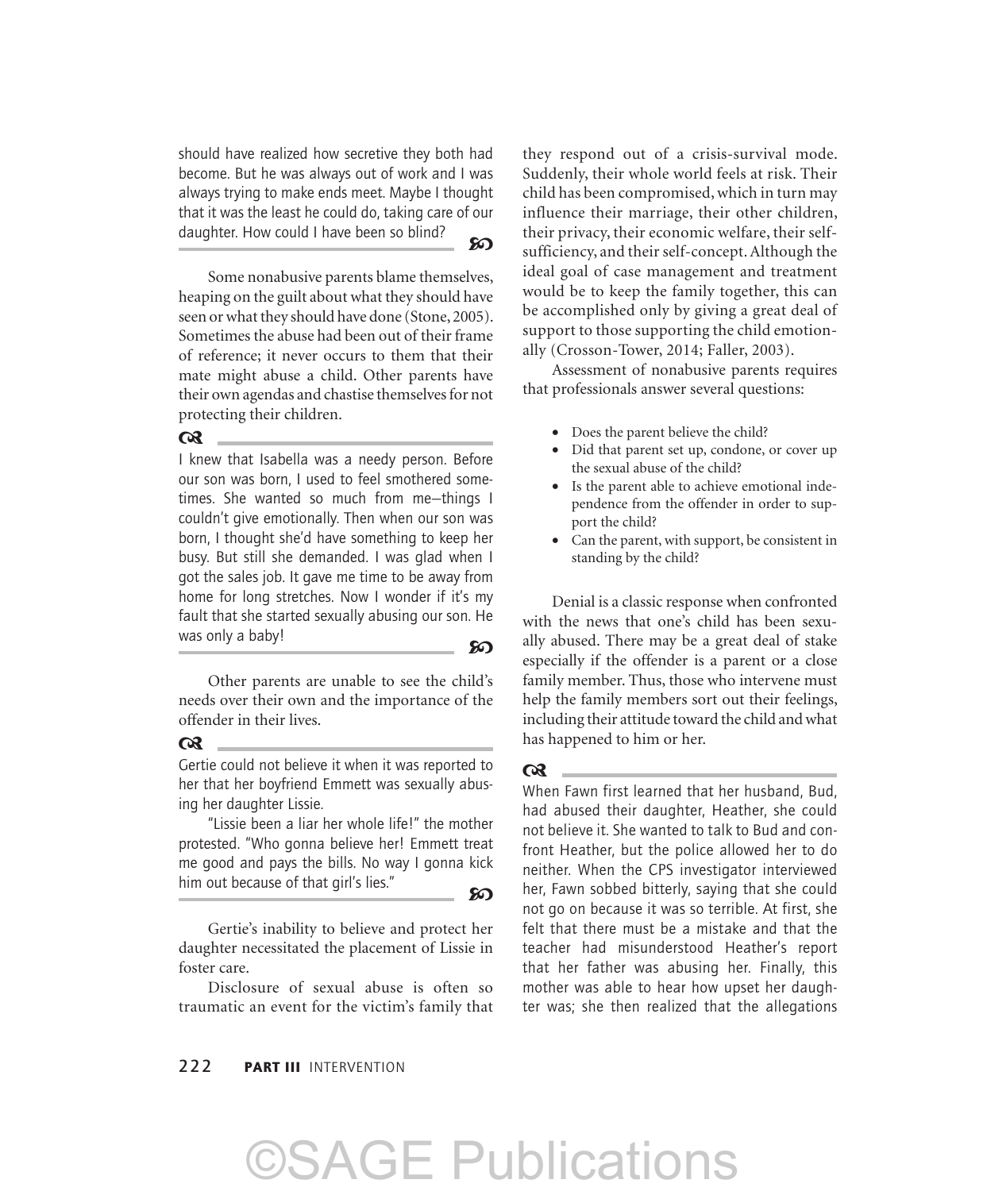should have realized how secretive they both had become. But he was always out of work and I was always trying to make ends meet. Maybe I thought that it was the least he could do, taking care of our daughter. How could I have been so blind?

---

Some nonabusive parents blame themselves, heaping on the guilt about what they should have seen or what they should have done (Stone, 2005). Sometimes the abuse had been out of their frame of reference; it never occurs to them that their mate might abuse a child. Other parents have their own agendas and chastise themselves for not protecting their children.

---

I knew that Isabella was a needy person. Before our son was born, I used to feel smothered sometimes. She wanted so much from me—things I couldn't give emotionally. Then when our son was born, I thought she'd have something to keep her busy. But still she demanded. I was glad when I got the sales job. It gave me time to be away from home for long stretches. Now I wonder if it's my fault that she started sexually abusing our son. He was only a baby!

---

Other parents are unable to see the child's needs over their own and the importance of the offender in their lives.

---

Gertie could not believe it when it was reported to her that her boyfriend Emmett was sexually abusing her daughter Lissie.

"Lissie been a liar her whole life!" the mother protested. "Who gonna believe her! Emmett treat me good and pays the bills. No way I gonna kick him out because of that girl's lies."

---

Gertie's inability to believe and protect her daughter necessitated the placement of Lissie in foster care.

Disclosure of sexual abuse is often so traumatic an event for the victim's family that they respond out of a crisis-survival mode. Suddenly, their whole world feels at risk. Their child has been compromised, which in turn may influence their marriage, their other children, their privacy, their economic welfare, their self-sufficiency, and their self-concept. Although the ideal goal of case management and treatment would be to keep the family together, this can be accomplished only by giving a great deal of support to those supporting the child emotionally (Crosson-Tower, 2014; Faller, 2003).

Assessment of nonabusive parents requires that professionals answer several questions:

- Does the parent believe the child?
- Did that parent set up, condone, or cover up the sexual abuse of the child?
- Is the parent able to achieve emotional independence from the offender in order to support the child?
- Can the parent, with support, be consistent in standing by the child?

Denial is a classic response when confronted with the news that one's child has been sexually abused. There may be a great deal of stake especially if the offender is a parent or a close family member. Thus, those who intervene must help the family members sort out their feelings, including their attitude toward the child and what has happened to him or her.

---

When Fawn first learned that her husband, Bud, had abused their daughter, Heather, she could not believe it. She wanted to talk to Bud and confront Heather, but the police allowed her to do neither. When the CPS investigator interviewed her, Fawn sobbed bitterly, saying that she could not go on because it was so terrible. At first, she felt that there must be a mistake and that the teacher had misunderstood Heather's report that her father was abusing her. Finally, this mother was able to hear how upset her daughter was; she then realized that the allegations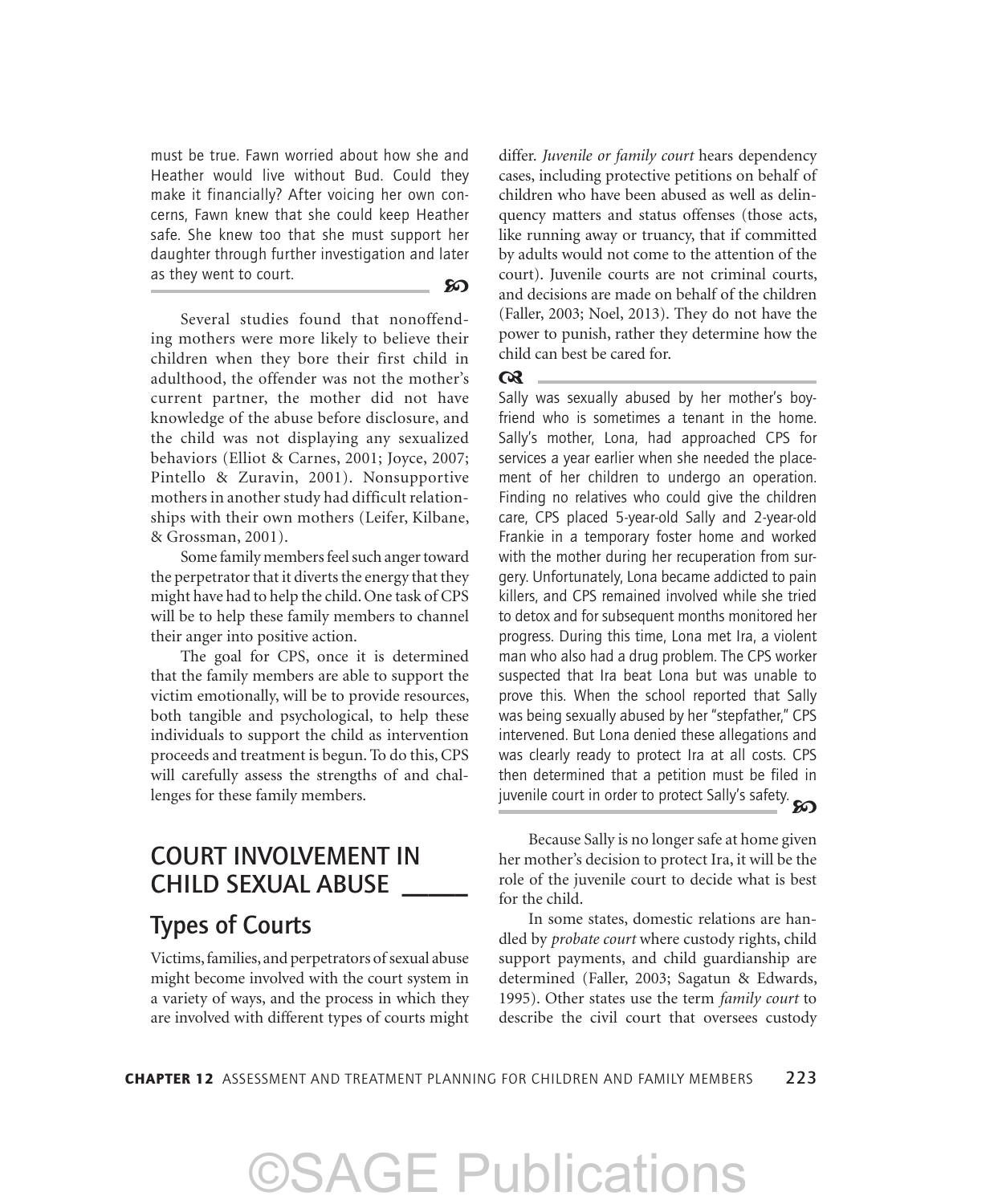must be true. Fawn worried about how she and Heather would live without Bud. Could they make it financially? After voicing her own concerns, Fawn knew that she could keep Heather safe. She knew too that she must support her daughter through further investigation and later as they went to court.

Several studies found that nonoffending mothers were more likely to believe their children when they bore their first child in adulthood, the offender was not the mother's current partner, the mother did not have knowledge of the abuse before disclosure, and the child was not displaying any sexualized behaviors (Elliot & Carnes, 2001; Joyce, 2007; Pintello & Zuravin, 2001). Nonsupportive mothers in another study had difficult relationships with their own mothers (Leifer, Kilbane, & Grossman, 2001).

Some family members feel such anger toward the perpetrator that it diverts the energy that they might have had to help the child. One task of CPS will be to help these family members to channel their anger into positive action.

The goal for CPS, once it is determined that the family members are able to support the victim emotionally, will be to provide resources, both tangible and psychological, to help these individuals to support the child as intervention proceeds and treatment is begun. To do this, CPS will carefully assess the strengths of and challenges for these family members.

## COURT INVOLVEMENT IN CHILD SEXUAL ABUSE

### Types of Courts

Victims, families, and perpetrators of sexual abuse might become involved with the court system in a variety of ways, and the process in which they are involved with different types of courts might differ. *Juvenile or family court* hears dependency cases, including protective petitions on behalf of children who have been abused as well as delinquency matters and status offenses (those acts, like running away or truancy, that if committed by adults would not come to the attention of the court). Juvenile courts are not criminal courts, and decisions are made on behalf of the children (Faller, 2003; Noel, 2013). They do not have the power to punish, rather they determine how the child can best be cared for.

Sally was sexually abused by her mother's boyfriend who is sometimes a tenant in the home. Sally's mother, Lona, had approached CPS for services a year earlier when she needed the placement of her children to undergo an operation. Finding no relatives who could give the children care, CPS placed 5-year-old Sally and 2-year-old Frankie in a temporary foster home and worked with the mother during her recuperation from surgery. Unfortunately, Lona became addicted to pain killers, and CPS remained involved while she tried to detox and for subsequent months monitored her progress. During this time, Lona met Ira, a violent man who also had a drug problem. The CPS worker suspected that Ira beat Lona but was unable to prove this. When the school reported that Sally was being sexually abused by her "stepfather," CPS intervened. But Lona denied these allegations and was clearly ready to protect Ira at all costs. CPS then determined that a petition must be filed in juvenile court in order to protect Sally's safety.

Because Sally is no longer safe at home given her mother's decision to protect Ira, it will be the role of the juvenile court to decide what is best for the child.

In some states, domestic relations are handled by *probate court* where custody rights, child support payments, and child guardianship are determined (Faller, 2003; Sagatun & Edwards, 1995). Other states use the term *family court* to describe the civil court that oversees custody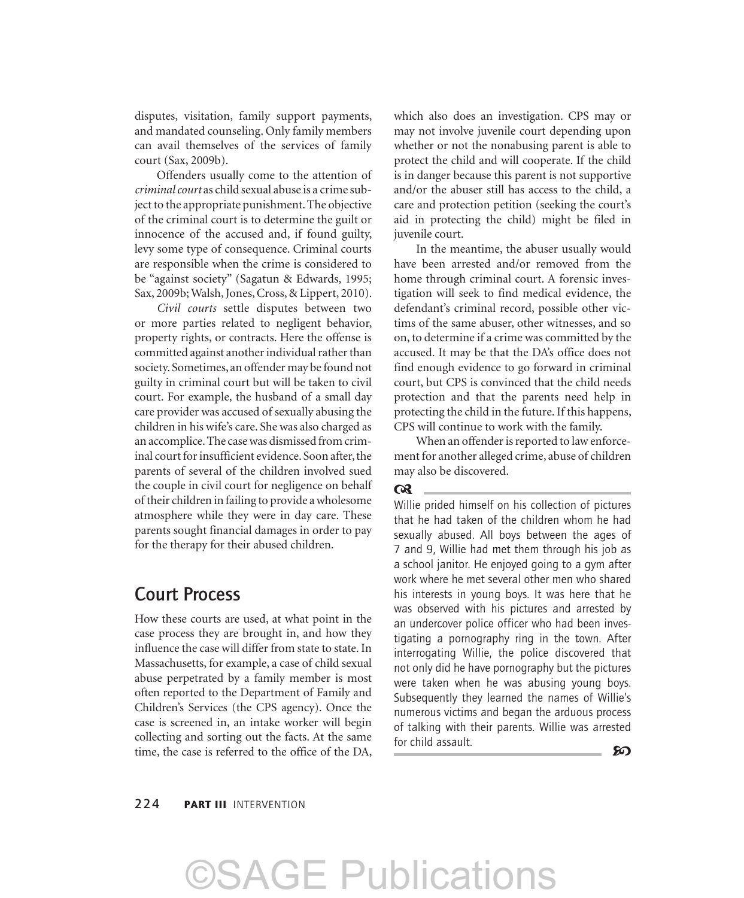disputes, visitation, family support payments, and mandated counseling. Only family members can avail themselves of the services of family court (Sax, 2009b).

Offenders usually come to the attention of *criminal court* as child sexual abuse is a crime subject to the appropriate punishment. The objective of the criminal court is to determine the guilt or innocence of the accused and, if found guilty, levy some type of consequence. Criminal courts are responsible when the crime is considered to be "against society" (Sagatun & Edwards, 1995; Sax, 2009b; Walsh, Jones, Cross, & Lippert, 2010).

*Civil courts* settle disputes between two or more parties related to negligent behavior, property rights, or contracts. Here the offense is committed against another individual rather than society. Sometimes, an offender may be found not guilty in criminal court but will be taken to civil court. For example, the husband of a small day care provider was accused of sexually abusing the children in his wife's care. She was also charged as an accomplice. The case was dismissed from criminal court for insufficient evidence. Soon after, the parents of several of the children involved sued the couple in civil court for negligence on behalf of their children in failing to provide a wholesome atmosphere while they were in day care. These parents sought financial damages in order to pay for the therapy for their abused children.

## Court Process

How these courts are used, at what point in the case process they are brought in, and how they influence the case will differ from state to state. In Massachusetts, for example, a case of child sexual abuse perpetrated by a family member is most often reported to the Department of Family and Children's Services (the CPS agency). Once the case is screened in, an intake worker will begin collecting and sorting out the facts. At the same time, the case is referred to the office of the DA, which also does an investigation. CPS may or may not involve juvenile court depending upon whether or not the nonabusing parent is able to protect the child and will cooperate. If the child is in danger because this parent is not supportive and/or the abuser still has access to the child, a care and protection petition (seeking the court's aid in protecting the child) might be filed in juvenile court.

In the meantime, the abuser usually would have been arrested and/or removed from the home through criminal court. A forensic investigation will seek to find medical evidence, the defendant's criminal record, possible other victims of the same abuser, other witnesses, and so on, to determine if a crime was committed by the accused. It may be that the DA's office does not find enough evidence to go forward in criminal court, but CPS is convinced that the child needs protection and that the parents need help in protecting the child in the future. If this happens, CPS will continue to work with the family.

When an offender is reported to law enforcement for another alleged crime, abuse of children may also be discovered.

---

Willie prided himself on his collection of pictures that he had taken of the children whom he had sexually abused. All boys between the ages of 7 and 9, Willie had met them through his job as a school janitor. He enjoyed going to a gym after work where he met several other men who shared his interests in young boys. It was here that he was observed with his pictures and arrested by an undercover police officer who had been investigating a pornography ring in the town. After interrogating Willie, the police discovered that not only did he have pornography but the pictures were taken when he was abusing young boys. Subsequently they learned the names of Willie's numerous victims and began the arduous process of talking with their parents. Willie was arrested for child assault.

---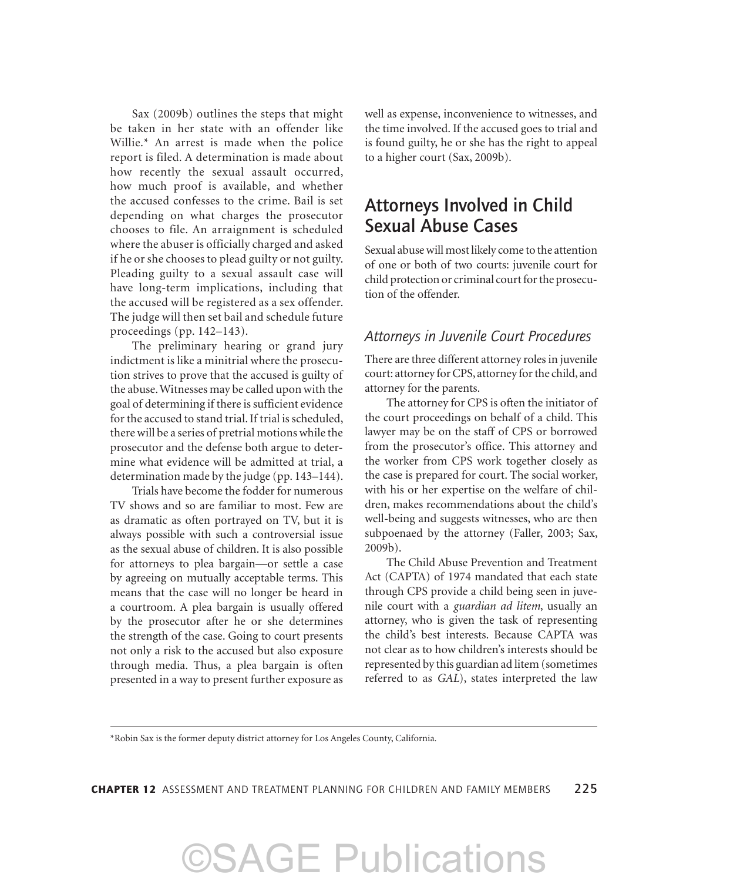Sax (2009b) outlines the steps that might be taken in her state with an offender like Willie.* An arrest is made when the police report is filed. A determination is made about how recently the sexual assault occurred, how much proof is available, and whether the accused confesses to the crime. Bail is set depending on what charges the prosecutor chooses to file. An arraignment is scheduled where the abuser is officially charged and asked if he or she chooses to plead guilty or not guilty. Pleading guilty to a sexual assault case will have long-term implications, including that the accused will be registered as a sex offender. The judge will then set bail and schedule future proceedings (pp. 142–143).

The preliminary hearing or grand jury indictment is like a minitrial where the prosecution strives to prove that the accused is guilty of the abuse. Witnesses may be called upon with the goal of determining if there is sufficient evidence for the accused to stand trial. If trial is scheduled, there will be a series of pretrial motions while the prosecutor and the defense both argue to determine what evidence will be admitted at trial, a determination made by the judge (pp. 143–144).

Trials have become the fodder for numerous TV shows and so are familiar to most. Few are as dramatic as often portrayed on TV, but it is always possible with such a controversial issue as the sexual abuse of children. It is also possible for attorneys to plea bargain—or settle a case by agreeing on mutually acceptable terms. This means that the case will no longer be heard in a courtroom. A plea bargain is usually offered by the prosecutor after he or she determines the strength of the case. Going to court presents not only a risk to the accused but also exposure through media. Thus, a plea bargain is often presented in a way to present further exposure as well as expense, inconvenience to witnesses, and the time involved. If the accused goes to trial and is found guilty, he or she has the right to appeal to a higher court (Sax, 2009b).

## Attorneys Involved in Child Sexual Abuse Cases

Sexual abuse will most likely come to the attention of one or both of two courts: juvenile court for child protection or criminal court for the prosecution of the offender.

### *Attorneys in Juvenile Court Procedures*

There are three different attorney roles in juvenile court: attorney for CPS, attorney for the child, and attorney for the parents.

The attorney for CPS is often the initiator of the court proceedings on behalf of a child. This lawyer may be on the staff of CPS or borrowed from the prosecutor's office. This attorney and the worker from CPS work together closely as the case is prepared for court. The social worker, with his or her expertise on the welfare of children, makes recommendations about the child's well-being and suggests witnesses, who are then subpoenaed by the attorney (Faller, 2003; Sax, 2009b).

The Child Abuse Prevention and Treatment Act (CAPTA) of 1974 mandated that each state through CPS provide a child being seen in juvenile court with a *guardian ad litem*, usually an attorney, who is given the task of representing the child's best interests. Because CAPTA was not clear as to how children's interests should be represented by this guardian ad litem (sometimes referred to as *GAL*), states interpreted the law

*Robin Sax is the former deputy district attorney for Los Angeles County, California.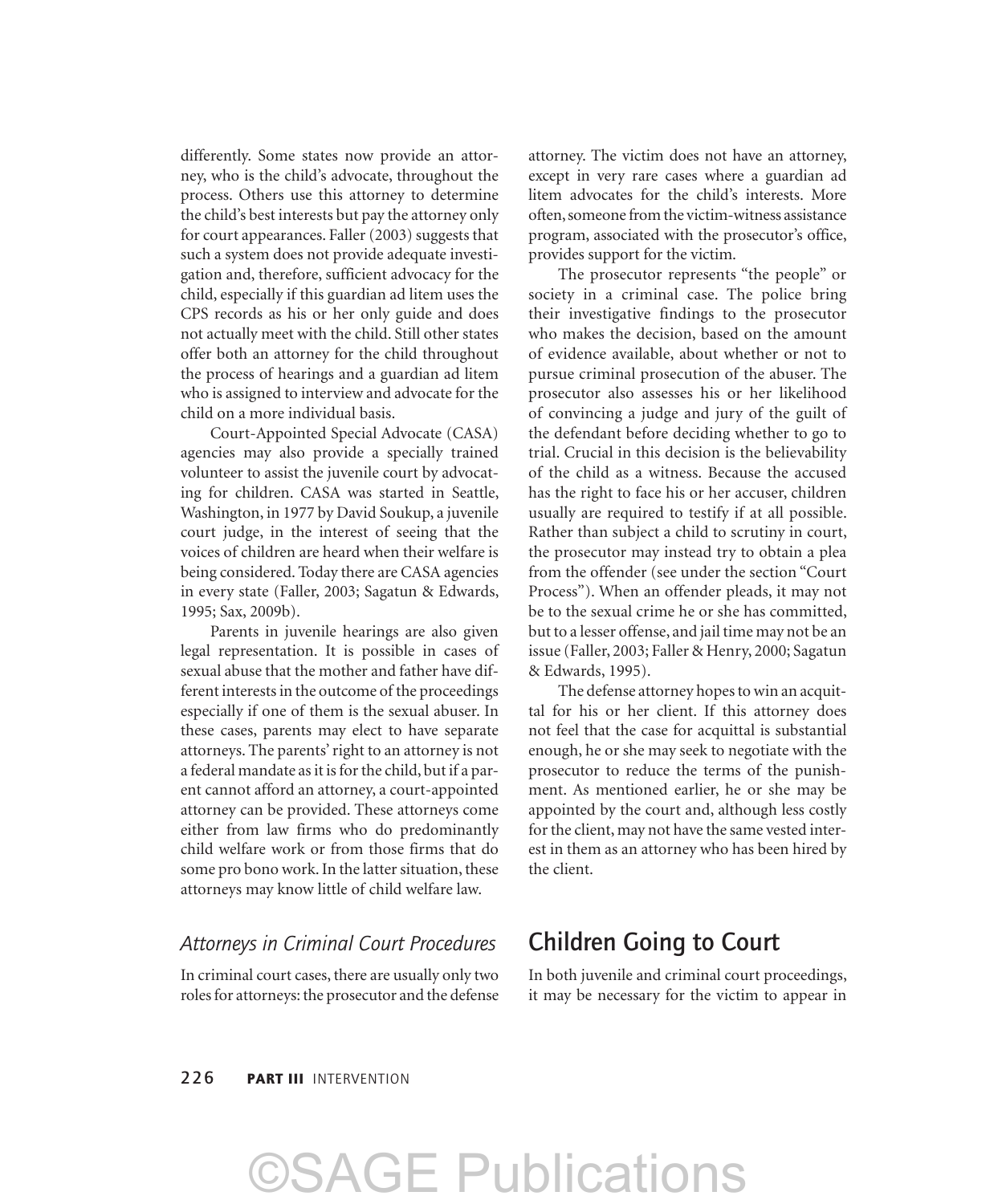differently. Some states now provide an attorney, who is the child's advocate, throughout the process. Others use this attorney to determine the child's best interests but pay the attorney only for court appearances. Faller (2003) suggests that such a system does not provide adequate investigation and, therefore, sufficient advocacy for the child, especially if this guardian ad litem uses the CPS records as his or her only guide and does not actually meet with the child. Still other states offer both an attorney for the child throughout the process of hearings and a guardian ad litem who is assigned to interview and advocate for the child on a more individual basis.

Court-Appointed Special Advocate (CASA) agencies may also provide a specially trained volunteer to assist the juvenile court by advocating for children. CASA was started in Seattle, Washington, in 1977 by David Soukup, a juvenile court judge, in the interest of seeing that the voices of children are heard when their welfare is being considered. Today there are CASA agencies in every state (Faller, 2003; Sagatun & Edwards, 1995; Sax, 2009b).

Parents in juvenile hearings are also given legal representation. It is possible in cases of sexual abuse that the mother and father have different interests in the outcome of the proceedings especially if one of them is the sexual abuser. In these cases, parents may elect to have separate attorneys. The parents' right to an attorney is not a federal mandate as it is for the child, but if a parent cannot afford an attorney, a court-appointed attorney can be provided. These attorneys come either from law firms who do predominantly child welfare work or from those firms that do some pro bono work. In the latter situation, these attorneys may know little of child welfare law.

### *Attorneys in Criminal Court Procedures*

In criminal court cases, there are usually only two roles for attorneys: the prosecutor and the defense attorney. The victim does not have an attorney, except in very rare cases where a guardian ad litem advocates for the child's interests. More often, someone from the victim-witness assistance program, associated with the prosecutor's office, provides support for the victim.

The prosecutor represents "the people" or society in a criminal case. The police bring their investigative findings to the prosecutor who makes the decision, based on the amount of evidence available, about whether or not to pursue criminal prosecution of the abuser. The prosecutor also assesses his or her likelihood of convincing a judge and jury of the guilt of the defendant before deciding whether to go to trial. Crucial in this decision is the believability of the child as a witness. Because the accused has the right to face his or her accuser, children usually are required to testify if at all possible. Rather than subject a child to scrutiny in court, the prosecutor may instead try to obtain a plea from the offender (see under the section "Court Process"). When an offender pleads, it may not be to the sexual crime he or she has committed, but to a lesser offense, and jail time may not be an issue (Faller, 2003; Faller & Henry, 2000; Sagatun & Edwards, 1995).

The defense attorney hopes to win an acquittal for his or her client. If this attorney does not feel that the case for acquittal is substantial enough, he or she may seek to negotiate with the prosecutor to reduce the terms of the punishment. As mentioned earlier, he or she may be appointed by the court and, although less costly for the client, may not have the same vested interest in them as an attorney who has been hired by the client.

## Children Going to Court

In both juvenile and criminal court proceedings, it may be necessary for the victim to appear in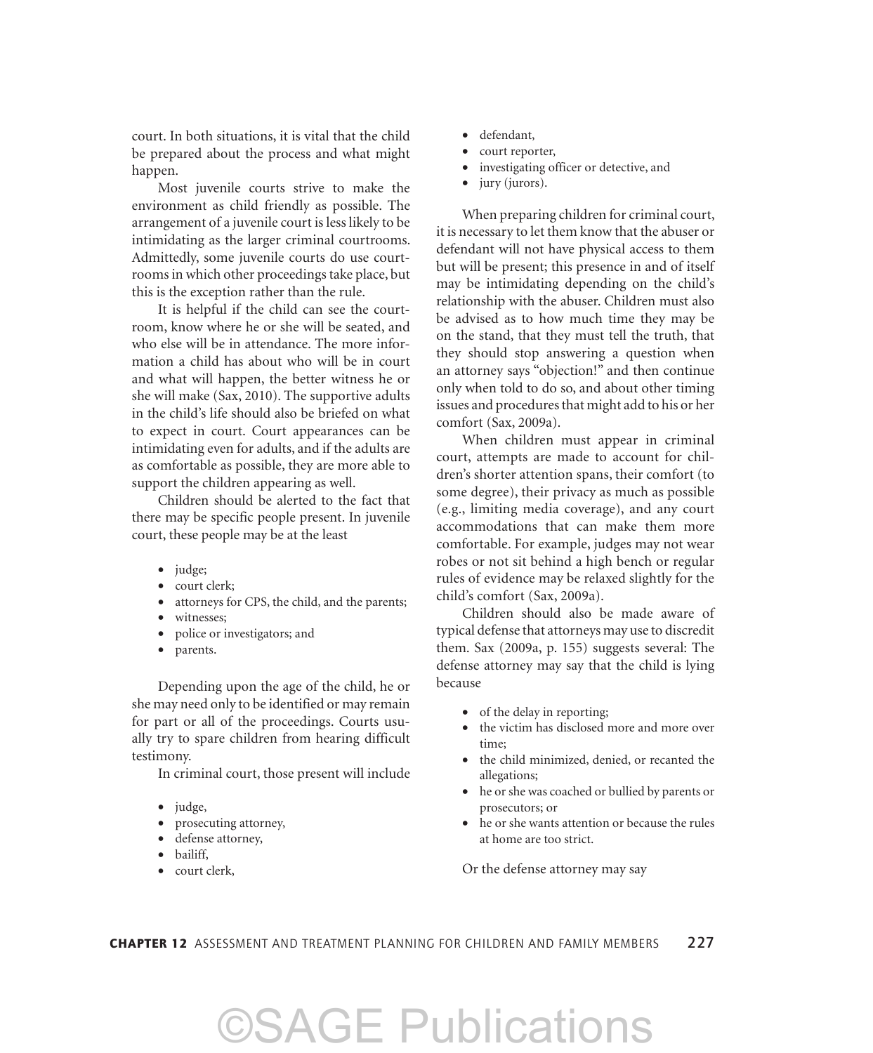court. In both situations, it is vital that the child be prepared about the process and what might happen.

Most juvenile courts strive to make the environment as child friendly as possible. The arrangement of a juvenile court is less likely to be intimidating as the larger criminal courtrooms. Admittedly, some juvenile courts do use courtrooms in which other proceedings take place, but this is the exception rather than the rule.

It is helpful if the child can see the courtroom, know where he or she will be seated, and who else will be in attendance. The more information a child has about who will be in court and what will happen, the better witness he or she will make (Sax, 2010). The supportive adults in the child's life should also be briefed on what to expect in court. Court appearances can be intimidating even for adults, and if the adults are as comfortable as possible, they are more able to support the children appearing as well.

Children should be alerted to the fact that there may be specific people present. In juvenile court, these people may be at the least

- judge;
- court clerk;
- attorneys for CPS, the child, and the parents;
- witnesses;
- police or investigators; and
- parents.

Depending upon the age of the child, he or she may need only to be identified or may remain for part or all of the proceedings. Courts usually try to spare children from hearing difficult testimony.

In criminal court, those present will include

- judge,
- prosecuting attorney,
- defense attorney,
- bailiff,
- court clerk,
- defendant,
- court reporter,
- investigating officer or detective, and
- jury (jurors).

When preparing children for criminal court, it is necessary to let them know that the abuser or defendant will not have physical access to them but will be present; this presence in and of itself may be intimidating depending on the child's relationship with the abuser. Children must also be advised as to how much time they may be on the stand, that they must tell the truth, that they should stop answering a question when an attorney says "objection!" and then continue only when told to do so, and about other timing issues and procedures that might add to his or her comfort (Sax, 2009a).

When children must appear in criminal court, attempts are made to account for children's shorter attention spans, their comfort (to some degree), their privacy as much as possible (e.g., limiting media coverage), and any court accommodations that can make them more comfortable. For example, judges may not wear robes or not sit behind a high bench or regular rules of evidence may be relaxed slightly for the child's comfort (Sax, 2009a).

Children should also be made aware of typical defense that attorneys may use to discredit them. Sax (2009a, p. 155) suggests several: The defense attorney may say that the child is lying because

- of the delay in reporting;
- the victim has disclosed more and more over time;
- the child minimized, denied, or recanted the allegations;
- he or she was coached or bullied by parents or prosecutors; or
- he or she wants attention or because the rules at home are too strict.

Or the defense attorney may say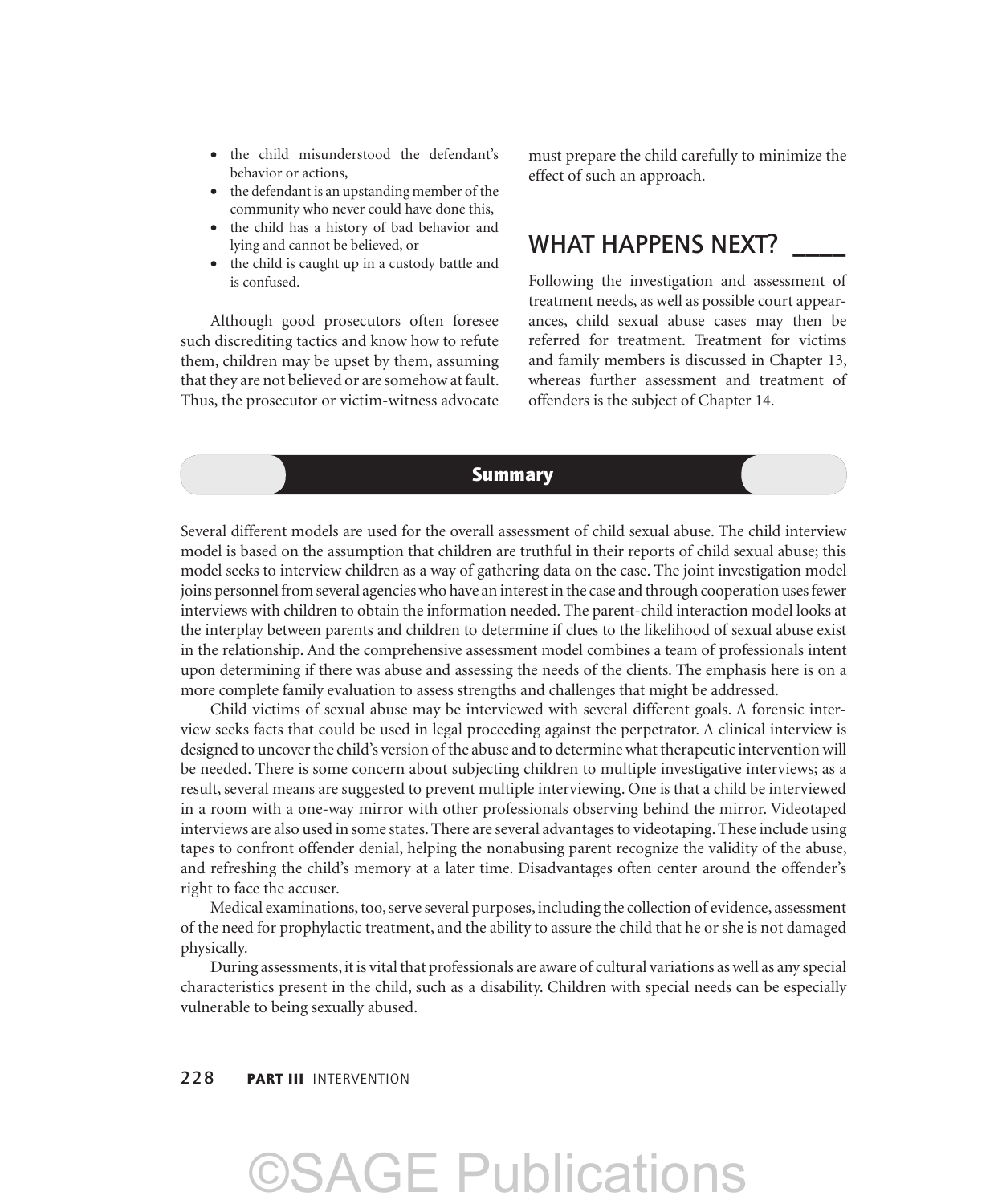- the child misunderstood the defendant's behavior or actions,
- the defendant is an upstanding member of the community who never could have done this,
- the child has a history of bad behavior and lying and cannot be believed, or
- the child is caught up in a custody battle and is confused.

Although good prosecutors often foresee such discrediting tactics and know how to refute them, children may be upset by them, assuming that they are not believed or are somehow at fault. Thus, the prosecutor or victim-witness advocate must prepare the child carefully to minimize the effect of such an approach.

## WHAT HAPPENS NEXT?

Following the investigation and assessment of treatment needs, as well as possible court appearances, child sexual abuse cases may then be referred for treatment. Treatment for victims and family members is discussed in Chapter 13, whereas further assessment and treatment of offenders is the subject of Chapter 14.

## Summary

Several different models are used for the overall assessment of child sexual abuse. The child interview model is based on the assumption that children are truthful in their reports of child sexual abuse; this model seeks to interview children as a way of gathering data on the case. The joint investigation model joins personnel from several agencies who have an interest in the case and through cooperation uses fewer interviews with children to obtain the information needed. The parent-child interaction model looks at the interplay between parents and children to determine if clues to the likelihood of sexual abuse exist in the relationship. And the comprehensive assessment model combines a team of professionals intent upon determining if there was abuse and assessing the needs of the clients. The emphasis here is on a more complete family evaluation to assess strengths and challenges that might be addressed.

Child victims of sexual abuse may be interviewed with several different goals. A forensic interview seeks facts that could be used in legal proceeding against the perpetrator. A clinical interview is designed to uncover the child's version of the abuse and to determine what therapeutic intervention will be needed. There is some concern about subjecting children to multiple investigative interviews; as a result, several means are suggested to prevent multiple interviewing. One is that a child be interviewed in a room with a one-way mirror with other professionals observing behind the mirror. Videotaped interviews are also used in some states. There are several advantages to videotaping. These include using tapes to confront offender denial, helping the nonabusing parent recognize the validity of the abuse, and refreshing the child's memory at a later time. Disadvantages often center around the offender's right to face the accuser.

Medical examinations, too, serve several purposes, including the collection of evidence, assessment of the need for prophylactic treatment, and the ability to assure the child that he or she is not damaged physically.

During assessments, it is vital that professionals are aware of cultural variations as well as any special characteristics present in the child, such as a disability. Children with special needs can be especially vulnerable to being sexually abused.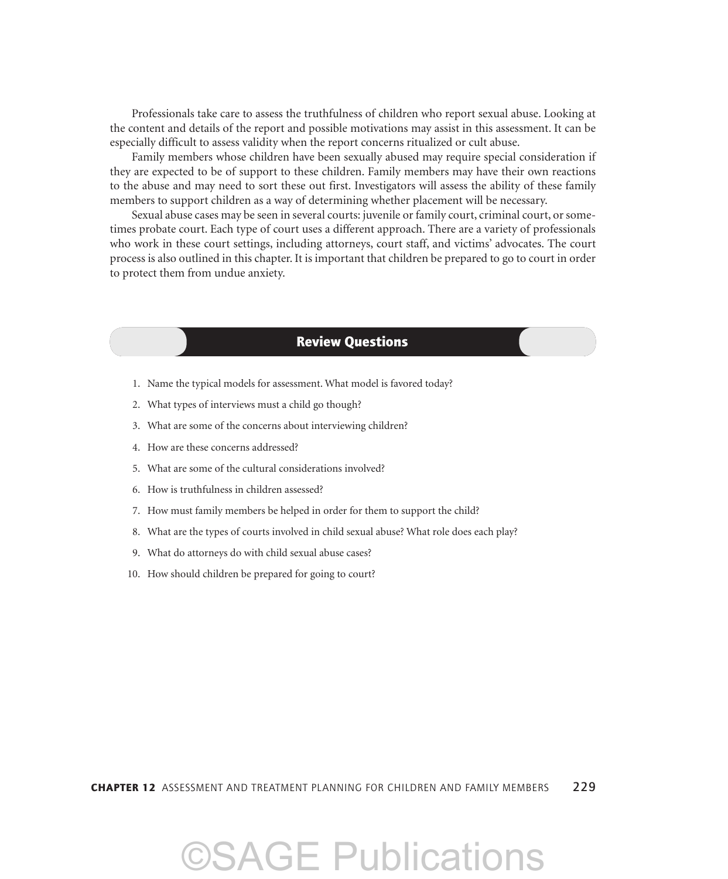Professionals take care to assess the truthfulness of children who report sexual abuse. Looking at the content and details of the report and possible motivations may assist in this assessment. It can be especially difficult to assess validity when the report concerns ritualized or cult abuse.

Family members whose children have been sexually abused may require special consideration if they are expected to be of support to these children. Family members may have their own reactions to the abuse and may need to sort these out first. Investigators will assess the ability of these family members to support children as a way of determining whether placement will be necessary.

Sexual abuse cases may be seen in several courts: juvenile or family court, criminal court, or sometimes probate court. Each type of court uses a different approach. There are a variety of professionals who work in these court settings, including attorneys, court staff, and victims' advocates. The court process is also outlined in this chapter. It is important that children be prepared to go to court in order to protect them from undue anxiety.

## Review Questions

1. Name the typical models for assessment. What model is favored today?
2. What types of interviews must a child go though?
3. What are some of the concerns about interviewing children?
4. How are these concerns addressed?
5. What are some of the cultural considerations involved?
6. How is truthfulness in children assessed?
7. How must family members be helped in order for them to support the child?
8. What are the types of courts involved in child sexual abuse? What role does each play?
9. What do attorneys do with child sexual abuse cases?
10. How should children be prepared for going to court?

©SAGE Publications